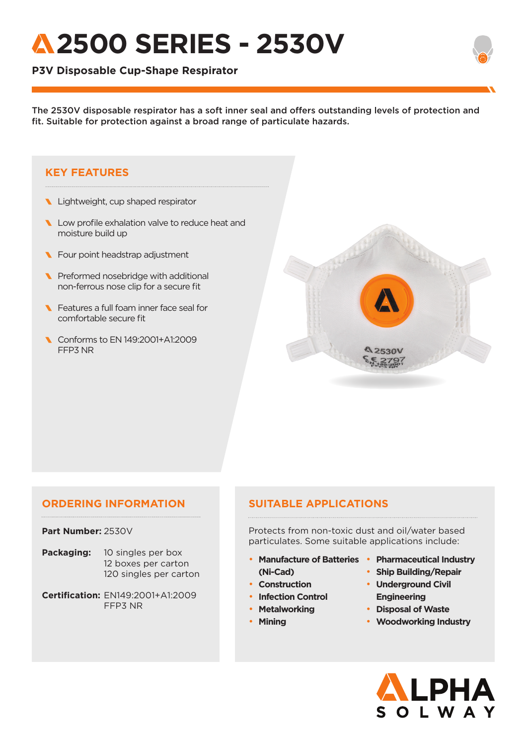# 2500 SERIES - 2530V

**P3V Disposable Cup-Shape Respirator**

The 2530V disposable respirator has a soft inner seal and offers outstanding levels of protection and fit. Suitable for protection against a broad range of particulate hazards.

## KEY FEATURES

- Lightweight, cup shaped respirator
- Low profile exhalation valve to reduce heat and moisture build up
- Four point headstrap adjustment
- Preformed nosebridge with additional non-ferrous nose clip for a secure fit
- Features a full foam inner face seal for comfortable secure fit
- Conforms to EN 149:2001+A1:2009 FFP3 NR

## ORDERING INFORMATION

**Part Number:** 2530V

**Packaging:** 10 singles per box
12 boxes per carton
120 singles per carton

**Certification:** EN149:2001+A1:2009
FFP3 NR

## SUITABLE APPLICATIONS

Protects from non-toxic dust and oil/water based particulates. Some suitable applications include:

- **Manufacture of Batteries (Ni-Cad)**
- **Construction**
- **Infection Control**
- **Metalworking**
- **Mining**
- **Pharmaceutical Industry**
- **Ship Building/Repair**
- **Underground Civil Engineering**
- **Disposal of Waste**
- **Woodworking Industry**

ALPHA SOLWAY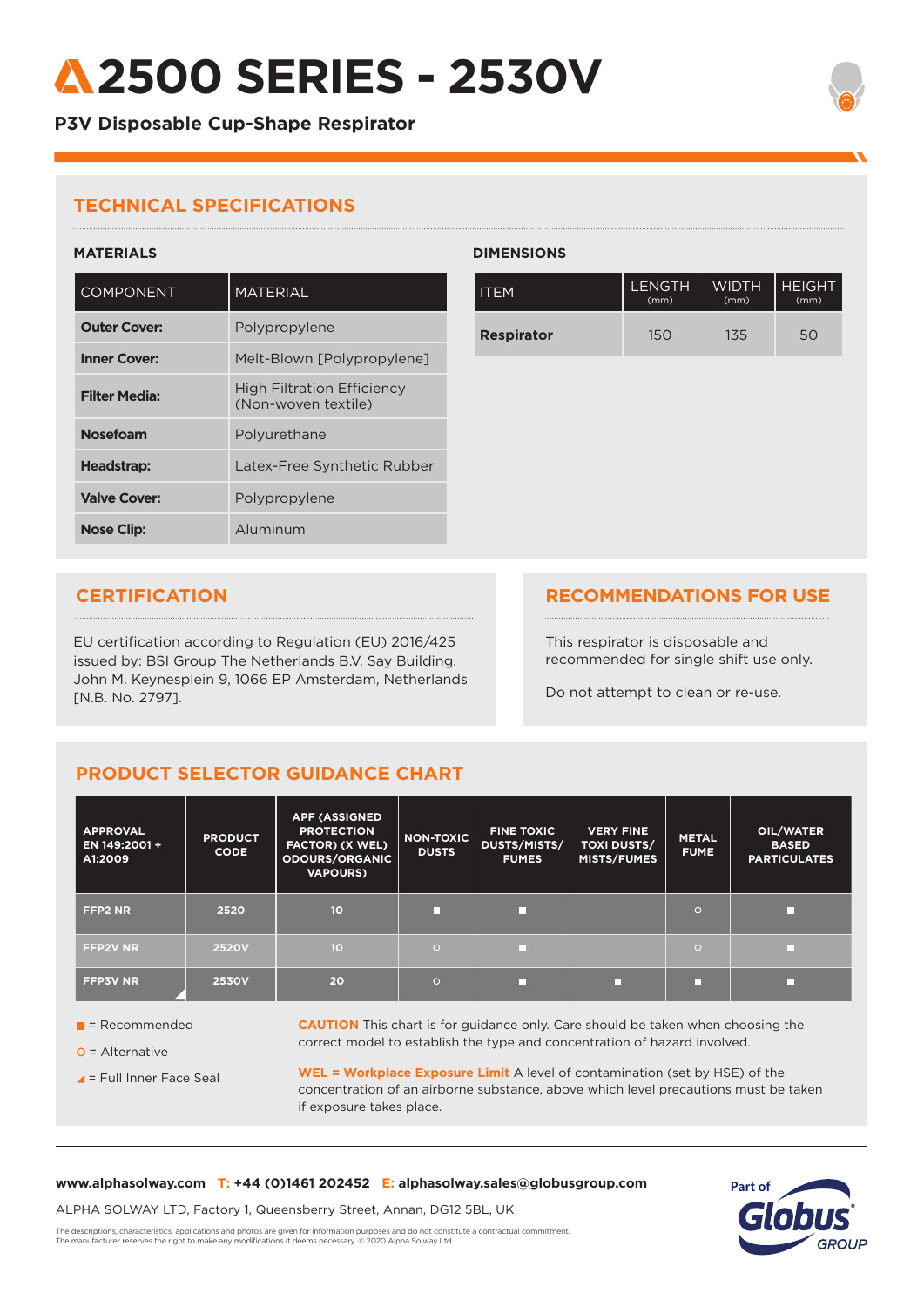# 2500 SERIES - 2530V

**P3V Disposable Cup-Shape Respirator**

## TECHNICAL SPECIFICATIONS

### MATERIALS

| COMPONENT | MATERIAL |
|---|---|
| **Outer Cover:** | Polypropylene |
| **Inner Cover:** | Melt-Blown [Polypropylene] |
| **Filter Media:** | High Filtration Efficiency (Non-woven textile) |
| **Nosefoam** | Polyurethane |
| **Headstrap:** | Latex-Free Synthetic Rubber |
| **Valve Cover:** | Polypropylene |
| **Nose Clip:** | Aluminum |

### DIMENSIONS

| ITEM | LENGTH (mm) | WIDTH (mm) | HEIGHT (mm) |
|---|---|---|---|
| **Respirator** | 150 | 135 | 50 |

## CERTIFICATION

EU certification according to Regulation (EU) 2016/425 issued by: BSI Group The Netherlands B.V. Say Building, John M. Keynesplein 9, 1066 EP Amsterdam, Netherlands [N.B. No. 2797].

## RECOMMENDATIONS FOR USE

This respirator is disposable and recommended for single shift use only.

Do not attempt to clean or re-use.

## PRODUCT SELECTOR GUIDANCE CHART

| APPROVAL EN 149:2001 + A1:2009 | PRODUCT CODE | APF (ASSIGNED PROTECTION FACTOR) (X WEL) ODOURS/ORGANIC VAPOURS) | NON-TOXIC DUSTS | FINE TOXIC DUSTS/MISTS/ FUMES | VERY FINE TOXI DUSTS/ MISTS/FUMES | METAL FUME | OIL/WATER BASED PARTICULATES |
|---|---|---|---|---|---|---|---|
| FFP2 NR | 2520 | 10 | ■ | ■ | | ○ | ■ |
| FFP2V NR | 2520V | 10 | ○ | ■ | | ○ | ■ |
| FFP3V NR ◢ | 2530V | 20 | ○ | ■ | ■ | ■ | ■ |

■ = Recommended

○ = Alternative

◢ = Full Inner Face Seal

**CAUTION** This chart is for guidance only. Care should be taken when choosing the correct model to establish the type and concentration of hazard involved.

**WEL = Workplace Exposure Limit** A level of contamination (set by HSE) of the concentration of an airborne substance, above which level precautions must be taken if exposure takes place.

**www.alphasolway.com** **T: +44 (0)1461 202452** **E: alphasolway.sales@globusgroup.com**

ALPHA SOLWAY LTD, Factory 1, Queensberry Street, Annan, DG12 5BL, UK

The descriptions, characteristics, applications and photos are given for information purposes and do not constitute a contractual commitment. The manufacturer reserves the right to make any modifications it deems necessary. © 2020 Alpha Solway Ltd

Part of Globus GROUP